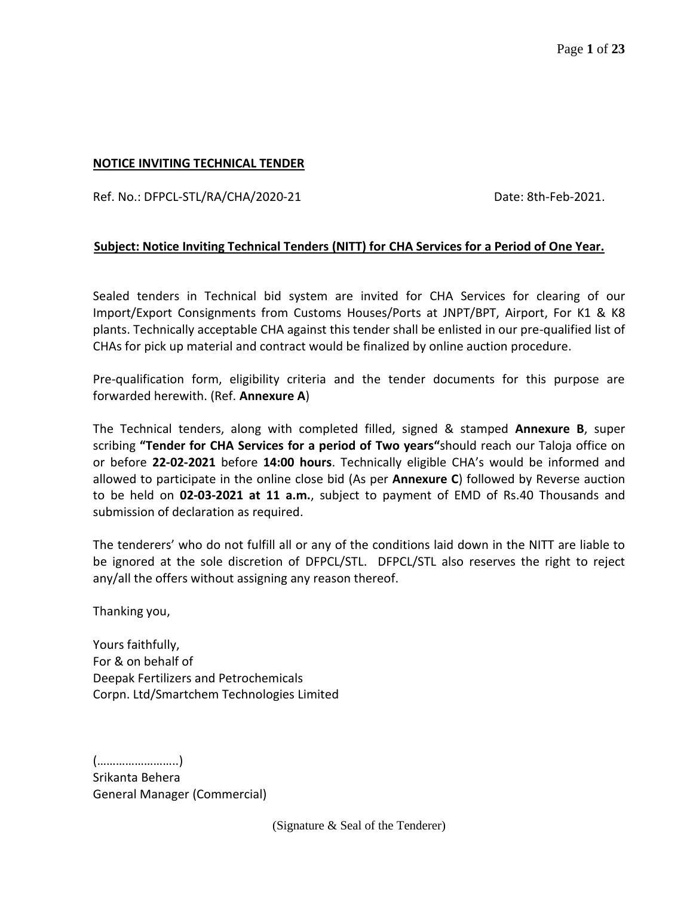**NOTICE INVITING TECHNICAL TENDER**

Ref. No.: DFPCL-STL/RA/CHA/2020-21 Date: 8th-Feb-2021.

**Subject: Notice Inviting Technical Tenders (NITT) for CHA Services for a Period of One Year.**

Sealed tenders in Technical bid system are invited for CHA Services for clearing of our Import/Export Consignments from Customs Houses/Ports at JNPT/BPT, Airport, For K1 & K8 plants. Technically acceptable CHA against this tender shall be enlisted in our pre-qualified list of CHAs for pick up material and contract would be finalized by online auction procedure.

Pre-qualification form, eligibility criteria and the tender documents for this purpose are forwarded herewith. (Ref. **Annexure A**)

The Technical tenders, along with completed filled, signed & stamped **Annexure B**, super scribing **"Tender for CHA Services for a period of Two years"**should reach our Taloja office on or before **22-02-2021** before **14:00 hours**. Technically eligible CHA's would be informed and allowed to participate in the online close bid (As per **Annexure C**) followed by Reverse auction to be held on **02-03-2021 at 11 a.m.**, subject to payment of EMD of Rs.40 Thousands and submission of declaration as required.

The tenderers' who do not fulfill all or any of the conditions laid down in the NITT are liable to be ignored at the sole discretion of DFPCL/STL. DFPCL/STL also reserves the right to reject any/all the offers without assigning any reason thereof.

Thanking you,

Yours faithfully,
For & on behalf of
Deepak Fertilizers and Petrochemicals
Corpn. Ltd/Smartchem Technologies Limited

(……………………..)
Srikanta Behera
General Manager (Commercial)

(Signature & Seal of the Tenderer)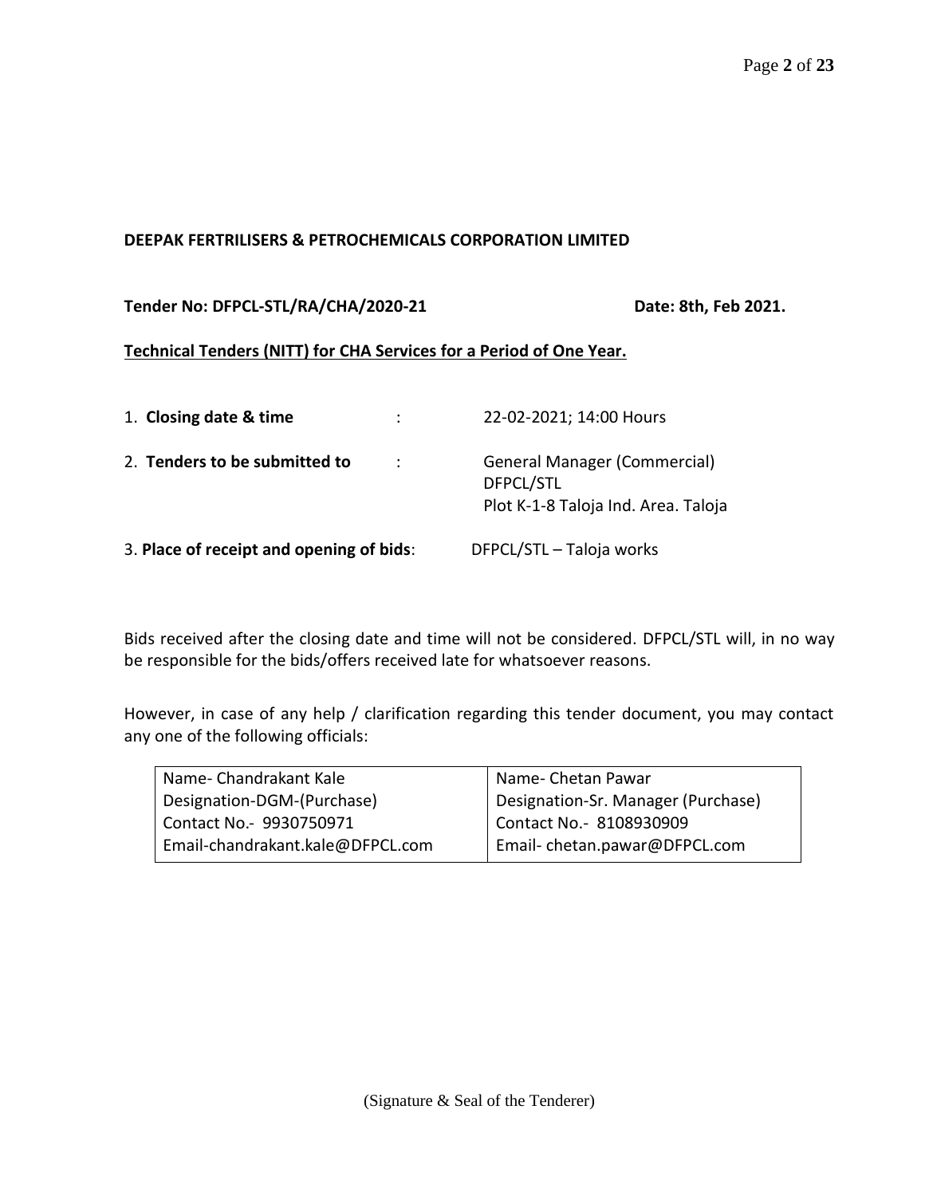**DEEPAK FERTRILISERS & PETROCHEMICALS CORPORATION LIMITED**

**Tender No: DFPCL-STL/RA/CHA/2020-21** **Date: 8th, Feb 2021.**

**Technical Tenders (NITT) for CHA Services for a Period of One Year.**

1. **Closing date & time** : 22-02-2021; 14:00 Hours
2. **Tenders to be submitted to** : General Manager (Commercial)
   DFPCL/STL
   Plot K-1-8 Taloja Ind. Area. Taloja
3. **Place of receipt and opening of bids**: DFPCL/STL – Taloja works

Bids received after the closing date and time will not be considered. DFPCL/STL will, in no way be responsible for the bids/offers received late for whatsoever reasons.

However, in case of any help / clarification regarding this tender document, you may contact any one of the following officials:

| Name- Chandrakant Kale<br>Designation-DGM-(Purchase)<br>Contact No.- 9930750971<br>Email-chandrakant.kale@DFPCL.com | Name- Chetan Pawar<br>Designation-Sr. Manager (Purchase)<br>Contact No.- 8108930909<br>Email- chetan.pawar@DFPCL.com |
|---|---|

(Signature & Seal of the Tenderer)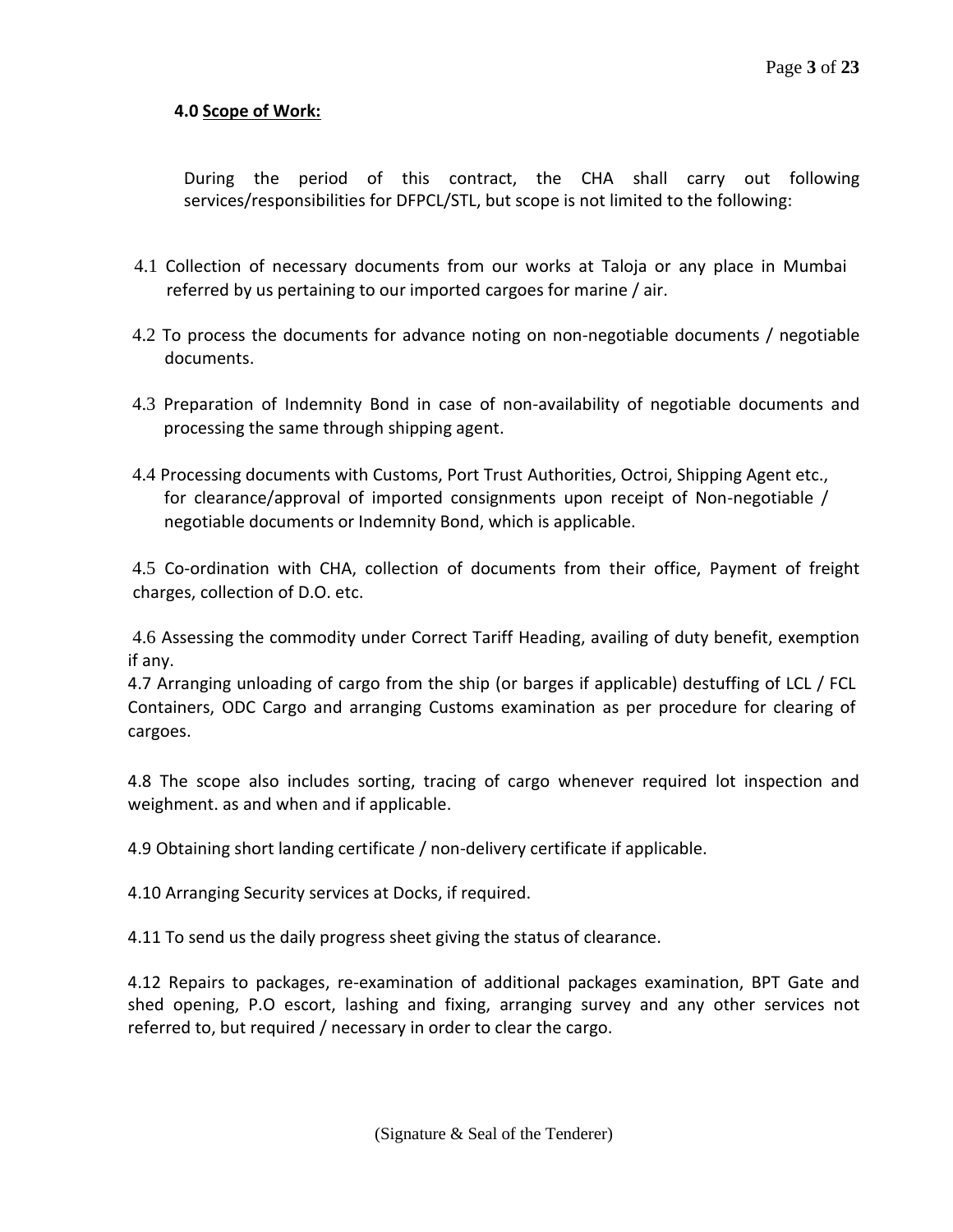**4.0 Scope of Work:**

During the period of this contract, the CHA shall carry out following services/responsibilities for DFPCL/STL, but scope is not limited to the following:

4.1 Collection of necessary documents from our works at Taloja or any place in Mumbai referred by us pertaining to our imported cargoes for marine / air.

4.2 To process the documents for advance noting on non-negotiable documents / negotiable documents.

4.3 Preparation of Indemnity Bond in case of non-availability of negotiable documents and processing the same through shipping agent.

4.4 Processing documents with Customs, Port Trust Authorities, Octroi, Shipping Agent etc., for clearance/approval of imported consignments upon receipt of Non-negotiable / negotiable documents or Indemnity Bond, which is applicable.

4.5 Co-ordination with CHA, collection of documents from their office, Payment of freight charges, collection of D.O. etc.

4.6 Assessing the commodity under Correct Tariff Heading, availing of duty benefit, exemption if any.

4.7 Arranging unloading of cargo from the ship (or barges if applicable) destuffing of LCL / FCL Containers, ODC Cargo and arranging Customs examination as per procedure for clearing of cargoes.

4.8 The scope also includes sorting, tracing of cargo whenever required lot inspection and weighment. as and when and if applicable.

4.9 Obtaining short landing certificate / non-delivery certificate if applicable.

4.10 Arranging Security services at Docks, if required.

4.11 To send us the daily progress sheet giving the status of clearance.

4.12 Repairs to packages, re-examination of additional packages examination, BPT Gate and shed opening, P.O escort, lashing and fixing, arranging survey and any other services not referred to, but required / necessary in order to clear the cargo.

(Signature & Seal of the Tenderer)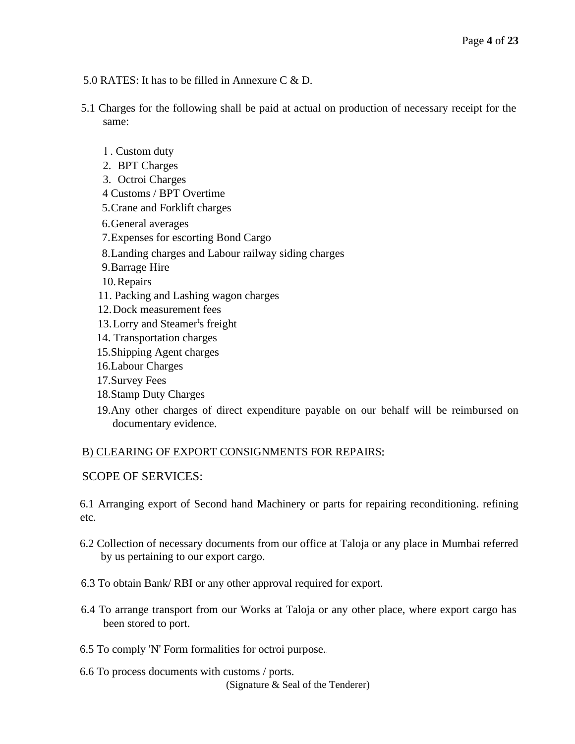5.0 RATES: It has to be filled in Annexure C & D.

5.1 Charges for the following shall be paid at actual on production of necessary receipt for the same:

1. Custom duty
2. BPT Charges
3. Octroi Charges
4. Customs / BPT Overtime
5. Crane and Forklift charges
6. General averages
7. Expenses for escorting Bond Cargo
8. Landing charges and Labour railway siding charges
9. Barrage Hire
10. Repairs
11. Packing and Lashing wagon charges
12. Dock measurement fees
13. Lorry and Steamer's freight
14. Transportation charges
15. Shipping Agent charges
16. Labour Charges
17. Survey Fees
18. Stamp Duty Charges
19. Any other charges of direct expenditure payable on our behalf will be reimbursed on documentary evidence.

<u>B) CLEARING OF EXPORT CONSIGNMENTS FOR REPAIRS</u>:

SCOPE OF SERVICES:

6.1 Arranging export of Second hand Machinery or parts for repairing reconditioning. refining etc.

6.2 Collection of necessary documents from our office at Taloja or any place in Mumbai referred by us pertaining to our export cargo.

6.3 To obtain Bank/ RBI or any other approval required for export.

6.4 To arrange transport from our Works at Taloja or any other place, where export cargo has been stored to port.

6.5 To comply 'N' Form formalities for octroi purpose.

6.6 To process documents with customs / ports.

(Signature & Seal of the Tenderer)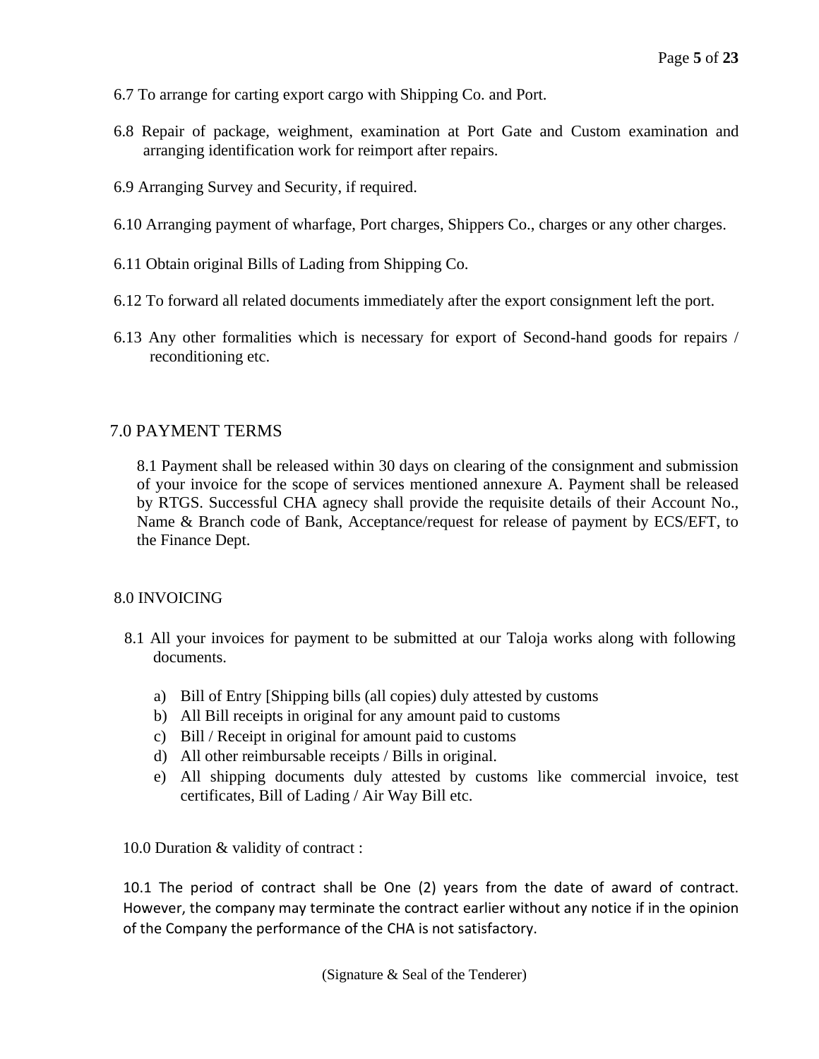6.7 To arrange for carting export cargo with Shipping Co. and Port.

6.8 Repair of package, weighment, examination at Port Gate and Custom examination and arranging identification work for reimport after repairs.

6.9 Arranging Survey and Security, if required.

6.10 Arranging payment of wharfage, Port charges, Shippers Co., charges or any other charges.

6.11 Obtain original Bills of Lading from Shipping Co.

6.12 To forward all related documents immediately after the export consignment left the port.

6.13 Any other formalities which is necessary for export of Second-hand goods for repairs / reconditioning etc.

## 7.0 PAYMENT TERMS

8.1 Payment shall be released within 30 days on clearing of the consignment and submission of your invoice for the scope of services mentioned annexure A. Payment shall be released by RTGS. Successful CHA agnecy shall provide the requisite details of their Account No., Name & Branch code of Bank, Acceptance/request for release of payment by ECS/EFT, to the Finance Dept.

## 8.0 INVOICING

8.1 All your invoices for payment to be submitted at our Taloja works along with following documents.

a) Bill of Entry [Shipping bills (all copies) duly attested by customs
b) All Bill receipts in original for any amount paid to customs
c) Bill / Receipt in original for amount paid to customs
d) All other reimbursable receipts / Bills in original.
e) All shipping documents duly attested by customs like commercial invoice, test certificates, Bill of Lading / Air Way Bill etc.

## 10.0 Duration & validity of contract :

10.1 The period of contract shall be One (2) years from the date of award of contract. However, the company may terminate the contract earlier without any notice if in the opinion of the Company the performance of the CHA is not satisfactory.

(Signature & Seal of the Tenderer)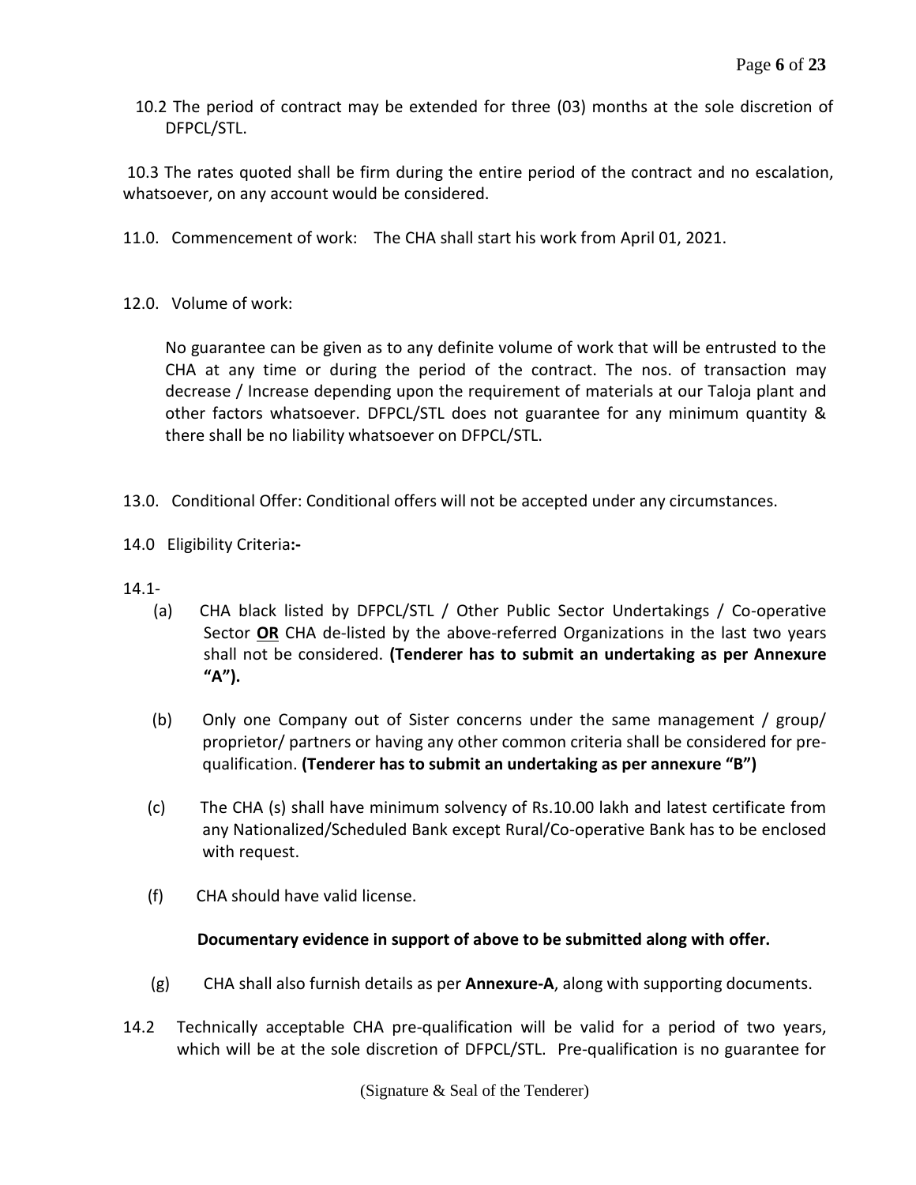10.2 The period of contract may be extended for three (03) months at the sole discretion of DFPCL/STL.

10.3 The rates quoted shall be firm during the entire period of the contract and no escalation, whatsoever, on any account would be considered.

11.0. Commencement of work: The CHA shall start his work from April 01, 2021.

12.0. Volume of work:

No guarantee can be given as to any definite volume of work that will be entrusted to the CHA at any time or during the period of the contract. The nos. of transaction may decrease / Increase depending upon the requirement of materials at our Taloja plant and other factors whatsoever. DFPCL/STL does not guarantee for any minimum quantity & there shall be no liability whatsoever on DFPCL/STL.

13.0. Conditional Offer: Conditional offers will not be accepted under any circumstances.

14.0 Eligibility Criteria**:-**

14.1-

(a) CHA black listed by DFPCL/STL / Other Public Sector Undertakings / Co-operative Sector **OR** CHA de-listed by the above-referred Organizations in the last two years shall not be considered. **(Tenderer has to submit an undertaking as per Annexure "A").**

(b) Only one Company out of Sister concerns under the same management / group/ proprietor/ partners or having any other common criteria shall be considered for pre-qualification. **(Tenderer has to submit an undertaking as per annexure "B")**

(c) The CHA (s) shall have minimum solvency of Rs.10.00 lakh and latest certificate from any Nationalized/Scheduled Bank except Rural/Co-operative Bank has to be enclosed with request.

(f) CHA should have valid license.

**Documentary evidence in support of above to be submitted along with offer.**

(g) CHA shall also furnish details as per **Annexure-A**, along with supporting documents.

14.2 Technically acceptable CHA pre-qualification will be valid for a period of two years, which will be at the sole discretion of DFPCL/STL. Pre-qualification is no guarantee for

(Signature & Seal of the Tenderer)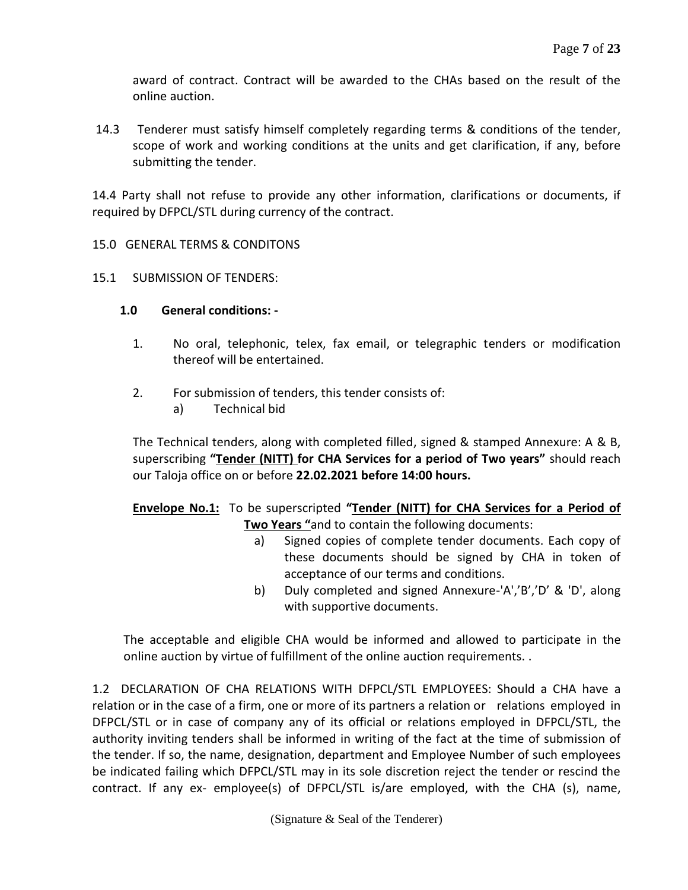award of contract. Contract will be awarded to the CHAs based on the result of the online auction.

14.3 Tenderer must satisfy himself completely regarding terms & conditions of the tender, scope of work and working conditions at the units and get clarification, if any, before submitting the tender.

14.4 Party shall not refuse to provide any other information, clarifications or documents, if required by DFPCL/STL during currency of the contract.

15.0 GENERAL TERMS & CONDITONS

15.1 SUBMISSION OF TENDERS:

**1.0 General conditions: -**

1. No oral, telephonic, telex, fax email, or telegraphic tenders or modification thereof will be entertained.

2. For submission of tenders, this tender consists of:
   a) Technical bid

The Technical tenders, along with completed filled, signed & stamped Annexure: A & B, superscribing **"Tender (NITT) for CHA Services for a period of Two years"** should reach our Taloja office on or before **22.02.2021 before 14:00 hours.**

**Envelope No.1:** To be superscripted **"Tender (NITT) for CHA Services for a Period of Two Years "**and to contain the following documents:

a) Signed copies of complete tender documents. Each copy of these documents should be signed by CHA in token of acceptance of our terms and conditions.
b) Duly completed and signed Annexure-'A','B','D' & 'D', along with supportive documents.

The acceptable and eligible CHA would be informed and allowed to participate in the online auction by virtue of fulfillment of the online auction requirements. .

1.2 DECLARATION OF CHA RELATIONS WITH DFPCL/STL EMPLOYEES: Should a CHA have a relation or in the case of a firm, one or more of its partners a relation or relations employed in DFPCL/STL or in case of company any of its official or relations employed in DFPCL/STL, the authority inviting tenders shall be informed in writing of the fact at the time of submission of the tender. If so, the name, designation, department and Employee Number of such employees be indicated failing which DFPCL/STL may in its sole discretion reject the tender or rescind the contract. If any ex- employee(s) of DFPCL/STL is/are employed, with the CHA (s), name,

(Signature & Seal of the Tenderer)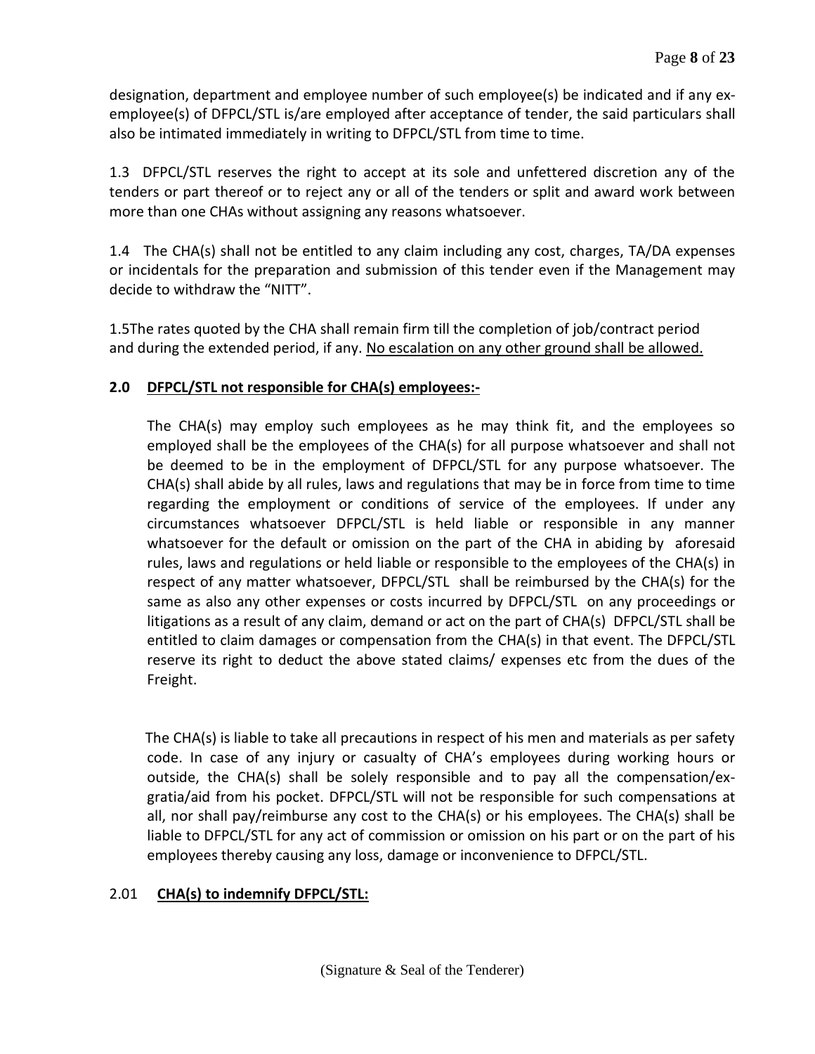designation, department and employee number of such employee(s) be indicated and if any ex-employee(s) of DFPCL/STL is/are employed after acceptance of tender, the said particulars shall also be intimated immediately in writing to DFPCL/STL from time to time.

1.3 DFPCL/STL reserves the right to accept at its sole and unfettered discretion any of the tenders or part thereof or to reject any or all of the tenders or split and award work between more than one CHAs without assigning any reasons whatsoever.

1.4 The CHA(s) shall not be entitled to any claim including any cost, charges, TA/DA expenses or incidentals for the preparation and submission of this tender even if the Management may decide to withdraw the "NITT".

1.5The rates quoted by the CHA shall remain firm till the completion of job/contract period and during the extended period, if any. <u>No escalation on any other ground shall be allowed.</u>

**2.0 <u>DFPCL/STL not responsible for CHA(s) employees:-</u>**

The CHA(s) may employ such employees as he may think fit, and the employees so employed shall be the employees of the CHA(s) for all purpose whatsoever and shall not be deemed to be in the employment of DFPCL/STL for any purpose whatsoever. The CHA(s) shall abide by all rules, laws and regulations that may be in force from time to time regarding the employment or conditions of service of the employees. If under any circumstances whatsoever DFPCL/STL is held liable or responsible in any manner whatsoever for the default or omission on the part of the CHA in abiding by aforesaid rules, laws and regulations or held liable or responsible to the employees of the CHA(s) in respect of any matter whatsoever, DFPCL/STL shall be reimbursed by the CHA(s) for the same as also any other expenses or costs incurred by DFPCL/STL on any proceedings or litigations as a result of any claim, demand or act on the part of CHA(s) DFPCL/STL shall be entitled to claim damages or compensation from the CHA(s) in that event. The DFPCL/STL reserve its right to deduct the above stated claims/ expenses etc from the dues of the Freight.

The CHA(s) is liable to take all precautions in respect of his men and materials as per safety code. In case of any injury or casualty of CHA's employees during working hours or outside, the CHA(s) shall be solely responsible and to pay all the compensation/ex-gratia/aid from his pocket. DFPCL/STL will not be responsible for such compensations at all, nor shall pay/reimburse any cost to the CHA(s) or his employees. The CHA(s) shall be liable to DFPCL/STL for any act of commission or omission on his part or on the part of his employees thereby causing any loss, damage or inconvenience to DFPCL/STL.

2.01 **<u>CHA(s) to indemnify DFPCL/STL:</u>**

(Signature & Seal of the Tenderer)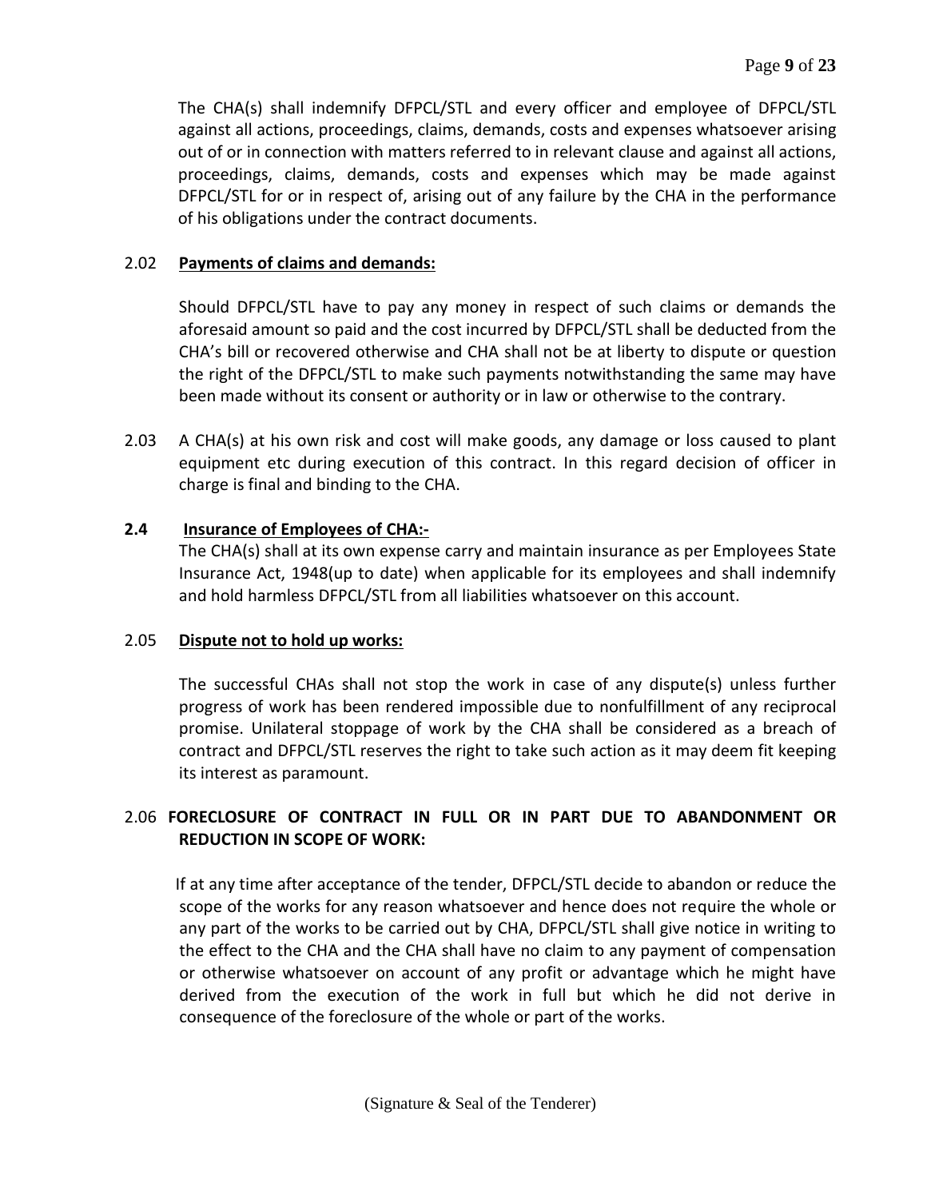The CHA(s) shall indemnify DFPCL/STL and every officer and employee of DFPCL/STL against all actions, proceedings, claims, demands, costs and expenses whatsoever arising out of or in connection with matters referred to in relevant clause and against all actions, proceedings, claims, demands, costs and expenses which may be made against DFPCL/STL for or in respect of, arising out of any failure by the CHA in the performance of his obligations under the contract documents.

2.02 **Payments of claims and demands:**

Should DFPCL/STL have to pay any money in respect of such claims or demands the aforesaid amount so paid and the cost incurred by DFPCL/STL shall be deducted from the CHA's bill or recovered otherwise and CHA shall not be at liberty to dispute or question the right of the DFPCL/STL to make such payments notwithstanding the same may have been made without its consent or authority or in law or otherwise to the contrary.

2.03 A CHA(s) at his own risk and cost will make goods, any damage or loss caused to plant equipment etc during execution of this contract. In this regard decision of officer in charge is final and binding to the CHA.

**2.4 Insurance of Employees of CHA:-**

The CHA(s) shall at its own expense carry and maintain insurance as per Employees State Insurance Act, 1948(up to date) when applicable for its employees and shall indemnify and hold harmless DFPCL/STL from all liabilities whatsoever on this account.

2.05 **Dispute not to hold up works:**

The successful CHAs shall not stop the work in case of any dispute(s) unless further progress of work has been rendered impossible due to nonfulfillment of any reciprocal promise. Unilateral stoppage of work by the CHA shall be considered as a breach of contract and DFPCL/STL reserves the right to take such action as it may deem fit keeping its interest as paramount.

2.06 **FORECLOSURE OF CONTRACT IN FULL OR IN PART DUE TO ABANDONMENT OR REDUCTION IN SCOPE OF WORK:**

If at any time after acceptance of the tender, DFPCL/STL decide to abandon or reduce the scope of the works for any reason whatsoever and hence does not require the whole or any part of the works to be carried out by CHA, DFPCL/STL shall give notice in writing to the effect to the CHA and the CHA shall have no claim to any payment of compensation or otherwise whatsoever on account of any profit or advantage which he might have derived from the execution of the work in full but which he did not derive in consequence of the foreclosure of the whole or part of the works.

(Signature & Seal of the Tenderer)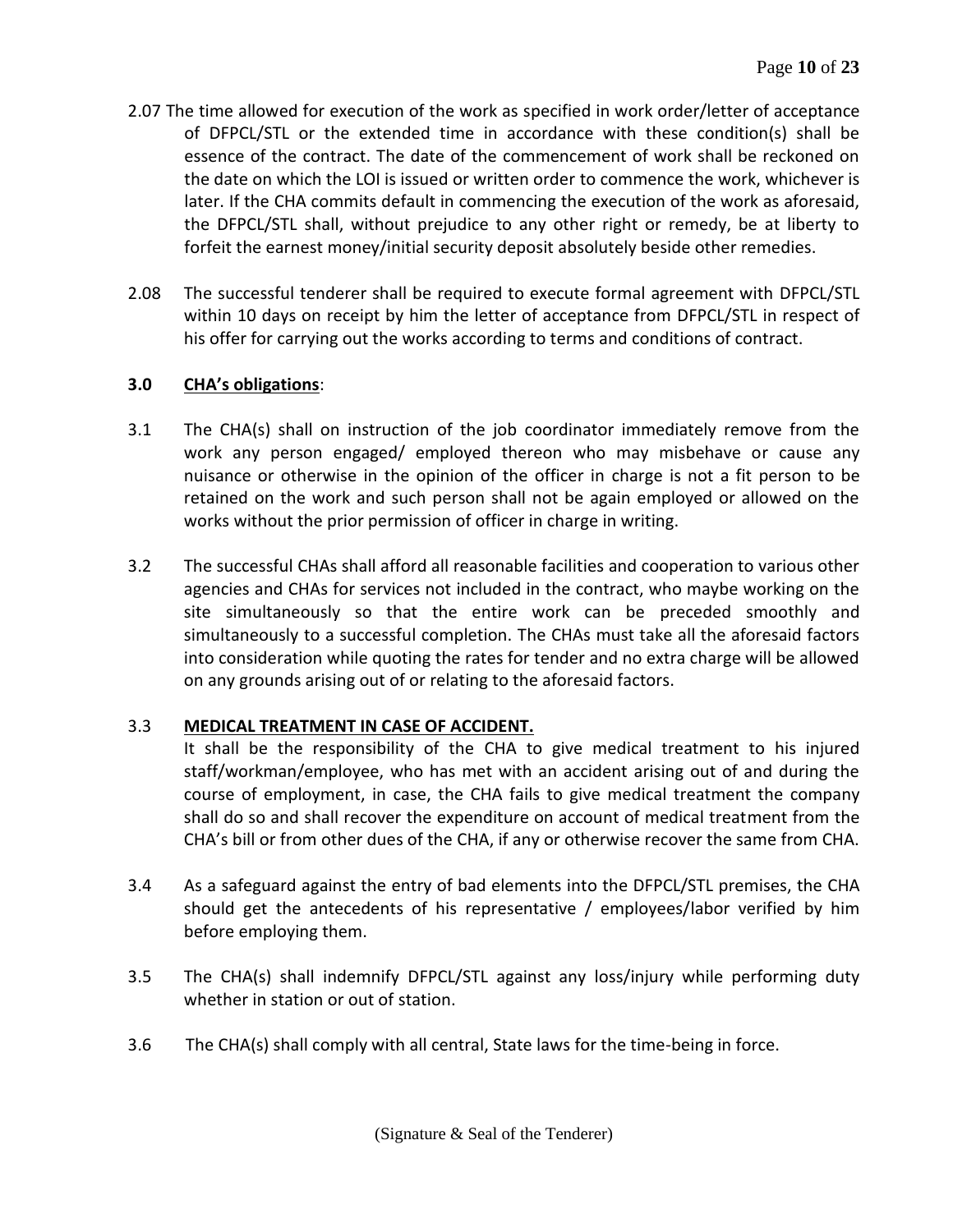2.07 The time allowed for execution of the work as specified in work order/letter of acceptance of DFPCL/STL or the extended time in accordance with these condition(s) shall be essence of the contract. The date of the commencement of work shall be reckoned on the date on which the LOI is issued or written order to commence the work, whichever is later. If the CHA commits default in commencing the execution of the work as aforesaid, the DFPCL/STL shall, without prejudice to any other right or remedy, be at liberty to forfeit the earnest money/initial security deposit absolutely beside other remedies.

2.08 The successful tenderer shall be required to execute formal agreement with DFPCL/STL within 10 days on receipt by him the letter of acceptance from DFPCL/STL in respect of his offer for carrying out the works according to terms and conditions of contract.

**3.0 <u>CHA's obligations</u>**:

3.1 The CHA(s) shall on instruction of the job coordinator immediately remove from the work any person engaged/ employed thereon who may misbehave or cause any nuisance or otherwise in the opinion of the officer in charge is not a fit person to be retained on the work and such person shall not be again employed or allowed on the works without the prior permission of officer in charge in writing.

3.2 The successful CHAs shall afford all reasonable facilities and cooperation to various other agencies and CHAs for services not included in the contract, who maybe working on the site simultaneously so that the entire work can be preceded smoothly and simultaneously to a successful completion. The CHAs must take all the aforesaid factors into consideration while quoting the rates for tender and no extra charge will be allowed on any grounds arising out of or relating to the aforesaid factors.

3.3 **<u>MEDICAL TREATMENT IN CASE OF ACCIDENT.</u>**

It shall be the responsibility of the CHA to give medical treatment to his injured staff/workman/employee, who has met with an accident arising out of and during the course of employment, in case, the CHA fails to give medical treatment the company shall do so and shall recover the expenditure on account of medical treatment from the CHA's bill or from other dues of the CHA, if any or otherwise recover the same from CHA.

3.4 As a safeguard against the entry of bad elements into the DFPCL/STL premises, the CHA should get the antecedents of his representative / employees/labor verified by him before employing them.

3.5 The CHA(s) shall indemnify DFPCL/STL against any loss/injury while performing duty whether in station or out of station.

3.6 The CHA(s) shall comply with all central, State laws for the time-being in force.

(Signature & Seal of the Tenderer)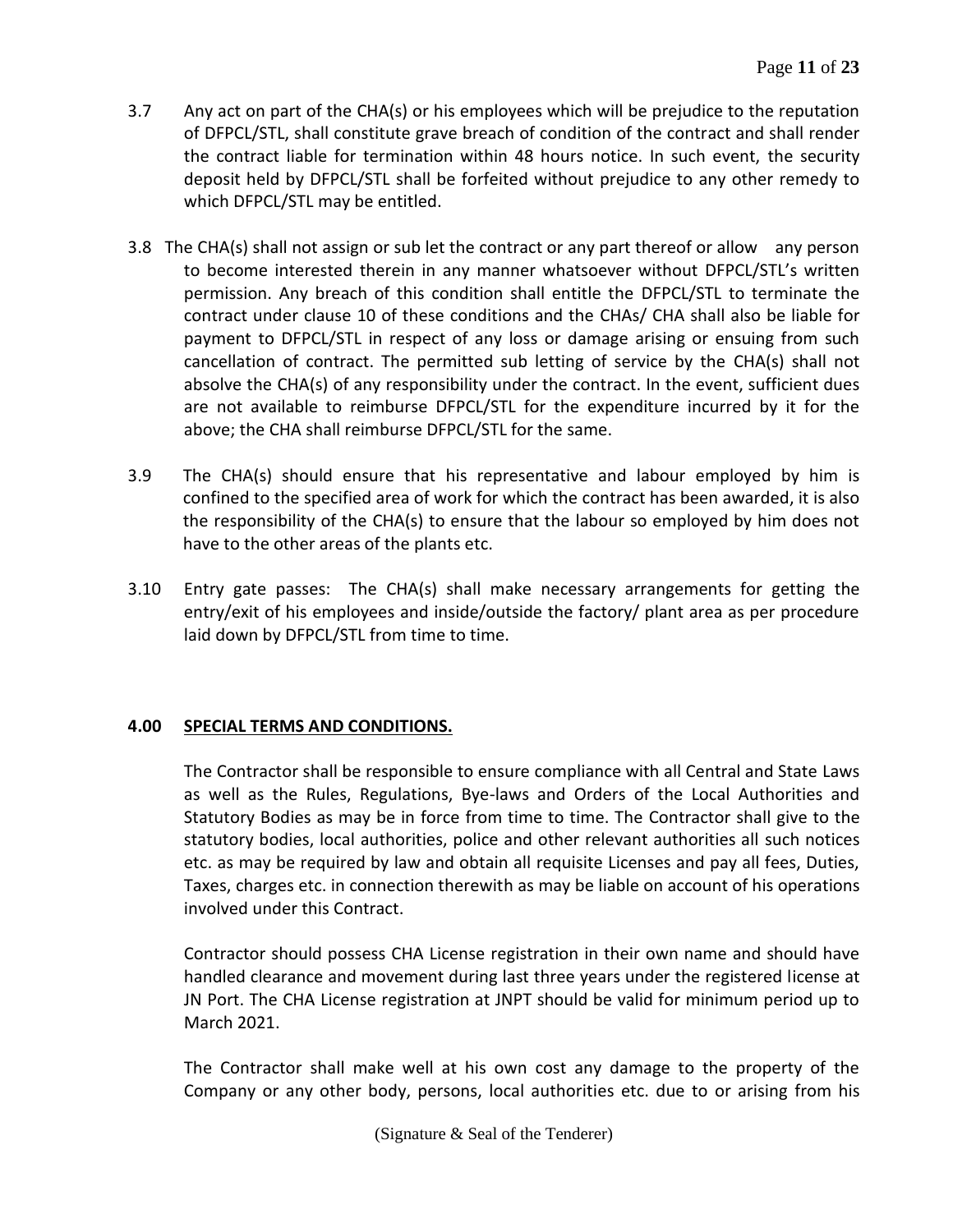3.7 Any act on part of the CHA(s) or his employees which will be prejudice to the reputation of DFPCL/STL, shall constitute grave breach of condition of the contract and shall render the contract liable for termination within 48 hours notice. In such event, the security deposit held by DFPCL/STL shall be forfeited without prejudice to any other remedy to which DFPCL/STL may be entitled.

3.8 The CHA(s) shall not assign or sub let the contract or any part thereof or allow any person to become interested therein in any manner whatsoever without DFPCL/STL's written permission. Any breach of this condition shall entitle the DFPCL/STL to terminate the contract under clause 10 of these conditions and the CHAs/ CHA shall also be liable for payment to DFPCL/STL in respect of any loss or damage arising or ensuing from such cancellation of contract. The permitted sub letting of service by the CHA(s) shall not absolve the CHA(s) of any responsibility under the contract. In the event, sufficient dues are not available to reimburse DFPCL/STL for the expenditure incurred by it for the above; the CHA shall reimburse DFPCL/STL for the same.

3.9 The CHA(s) should ensure that his representative and labour employed by him is confined to the specified area of work for which the contract has been awarded, it is also the responsibility of the CHA(s) to ensure that the labour so employed by him does not have to the other areas of the plants etc.

3.10 Entry gate passes: The CHA(s) shall make necessary arrangements for getting the entry/exit of his employees and inside/outside the factory/ plant area as per procedure laid down by DFPCL/STL from time to time.

## 4.00 SPECIAL TERMS AND CONDITIONS.

The Contractor shall be responsible to ensure compliance with all Central and State Laws as well as the Rules, Regulations, Bye-laws and Orders of the Local Authorities and Statutory Bodies as may be in force from time to time. The Contractor shall give to the statutory bodies, local authorities, police and other relevant authorities all such notices etc. as may be required by law and obtain all requisite Licenses and pay all fees, Duties, Taxes, charges etc. in connection therewith as may be liable on account of his operations involved under this Contract.

Contractor should possess CHA License registration in their own name and should have handled clearance and movement during last three years under the registered license at JN Port. The CHA License registration at JNPT should be valid for minimum period up to March 2021.

The Contractor shall make well at his own cost any damage to the property of the Company or any other body, persons, local authorities etc. due to or arising from his

(Signature & Seal of the Tenderer)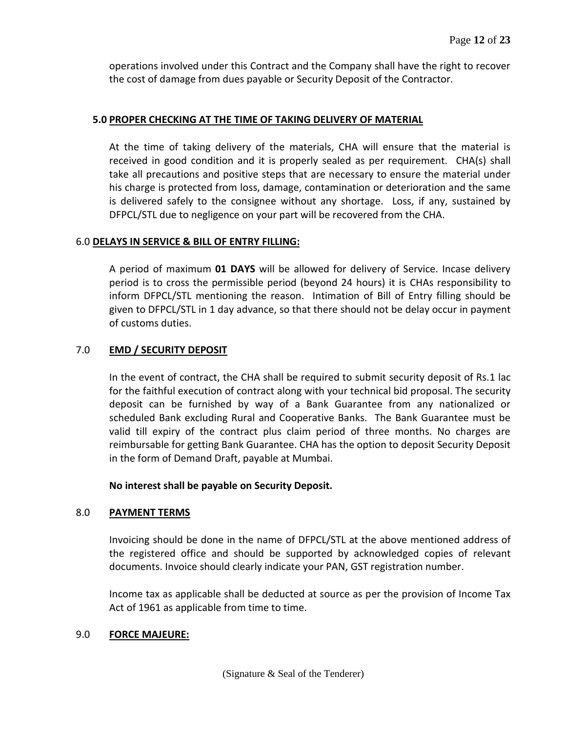operations involved under this Contract and the Company shall have the right to recover the cost of damage from dues payable or Security Deposit of the Contractor.

## 5.0 PROPER CHECKING AT THE TIME OF TAKING DELIVERY OF MATERIAL

At the time of taking delivery of the materials, CHA will ensure that the material is received in good condition and it is properly sealed as per requirement. CHA(s) shall take all precautions and positive steps that are necessary to ensure the material under his charge is protected from loss, damage, contamination or deterioration and the same is delivered safely to the consignee without any shortage. Loss, if any, sustained by DFPCL/STL due to negligence on your part will be recovered from the CHA.

## 6.0 DELAYS IN SERVICE & BILL OF ENTRY FILLING:

A period of maximum **01 DAYS** will be allowed for delivery of Service. Incase delivery period is to cross the permissible period (beyond 24 hours) it is CHAs responsibility to inform DFPCL/STL mentioning the reason. Intimation of Bill of Entry filling should be given to DFPCL/STL in 1 day advance, so that there should not be delay occur in payment of customs duties.

## 7.0 EMD / SECURITY DEPOSIT

In the event of contract, the CHA shall be required to submit security deposit of Rs.1 lac for the faithful execution of contract along with your technical bid proposal. The security deposit can be furnished by way of a Bank Guarantee from any nationalized or scheduled Bank excluding Rural and Cooperative Banks. The Bank Guarantee must be valid till expiry of the contract plus claim period of three months. No charges are reimbursable for getting Bank Guarantee. CHA has the option to deposit Security Deposit in the form of Demand Draft, payable at Mumbai.

**No interest shall be payable on Security Deposit.**

## 8.0 PAYMENT TERMS

Invoicing should be done in the name of DFPCL/STL at the above mentioned address of the registered office and should be supported by acknowledged copies of relevant documents. Invoice should clearly indicate your PAN, GST registration number.

Income tax as applicable shall be deducted at source as per the provision of Income Tax Act of 1961 as applicable from time to time.

## 9.0 FORCE MAJEURE:

(Signature & Seal of the Tenderer)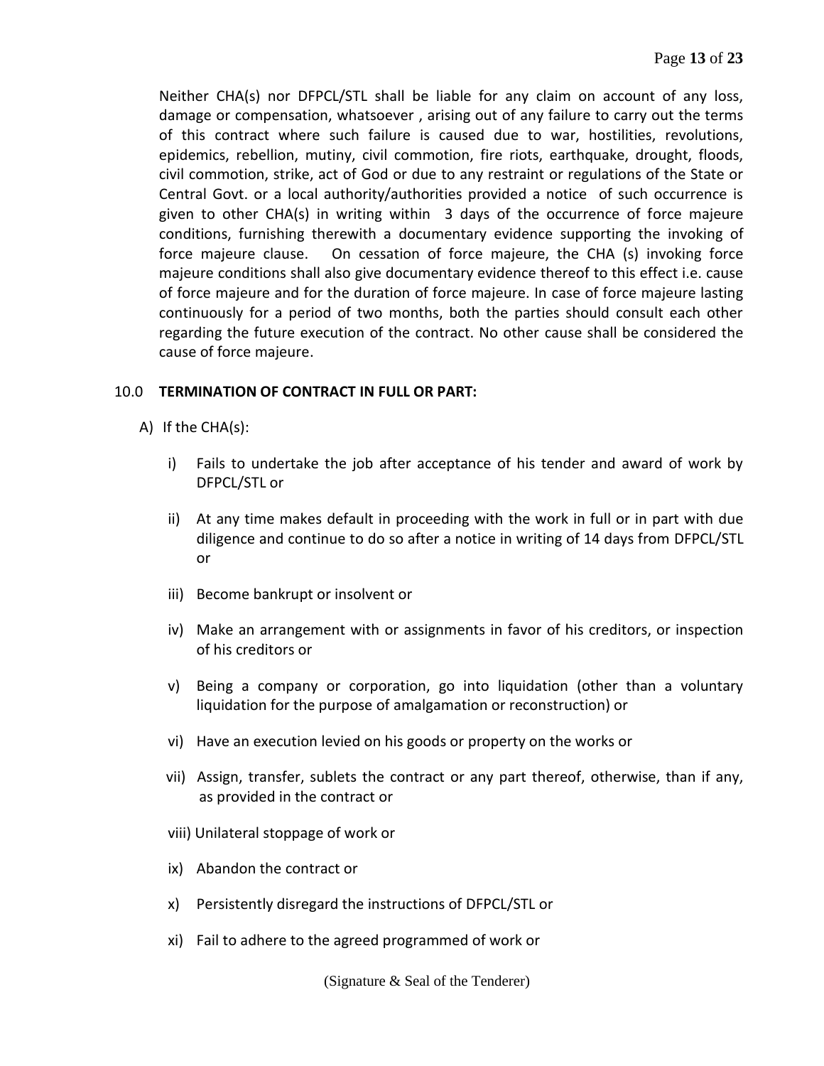Neither CHA(s) nor DFPCL/STL shall be liable for any claim on account of any loss, damage or compensation, whatsoever , arising out of any failure to carry out the terms of this contract where such failure is caused due to war, hostilities, revolutions, epidemics, rebellion, mutiny, civil commotion, fire riots, earthquake, drought, floods, civil commotion, strike, act of God or due to any restraint or regulations of the State or Central Govt. or a local authority/authorities provided a notice of such occurrence is given to other CHA(s) in writing within 3 days of the occurrence of force majeure conditions, furnishing therewith a documentary evidence supporting the invoking of force majeure clause. On cessation of force majeure, the CHA (s) invoking force majeure conditions shall also give documentary evidence thereof to this effect i.e. cause of force majeure and for the duration of force majeure. In case of force majeure lasting continuously for a period of two months, both the parties should consult each other regarding the future execution of the contract. No other cause shall be considered the cause of force majeure.

10.0 **TERMINATION OF CONTRACT IN FULL OR PART:**

A) If the CHA(s):

i) Fails to undertake the job after acceptance of his tender and award of work by DFPCL/STL or

ii) At any time makes default in proceeding with the work in full or in part with due diligence and continue to do so after a notice in writing of 14 days from DFPCL/STL or

iii) Become bankrupt or insolvent or

iv) Make an arrangement with or assignments in favor of his creditors, or inspection of his creditors or

v) Being a company or corporation, go into liquidation (other than a voluntary liquidation for the purpose of amalgamation or reconstruction) or

vi) Have an execution levied on his goods or property on the works or

vii) Assign, transfer, sublets the contract or any part thereof, otherwise, than if any, as provided in the contract or

viii) Unilateral stoppage of work or

ix) Abandon the contract or

x) Persistently disregard the instructions of DFPCL/STL or

xi) Fail to adhere to the agreed programmed of work or

(Signature & Seal of the Tenderer)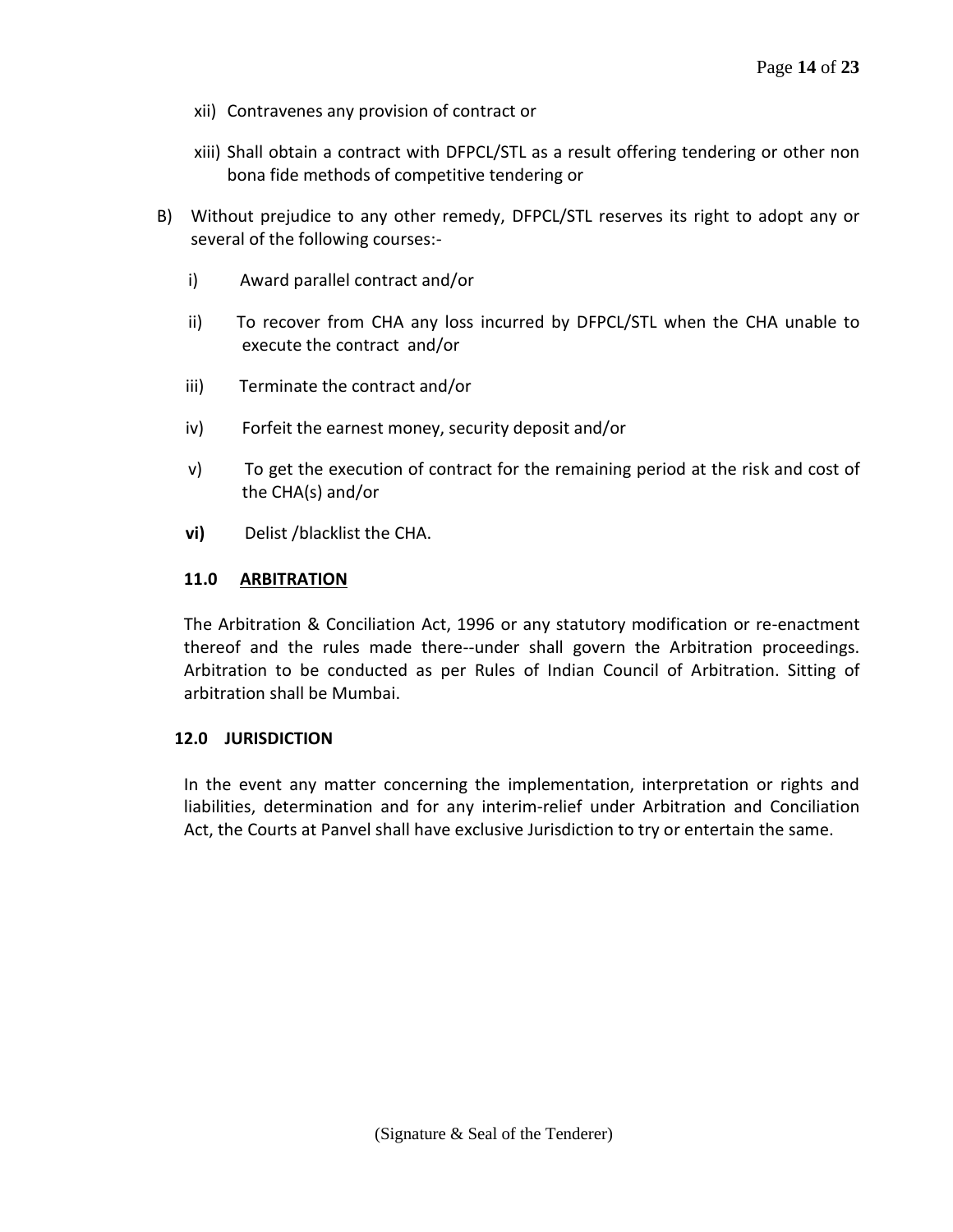xii) Contravenes any provision of contract or

xiii) Shall obtain a contract with DFPCL/STL as a result offering tendering or other non bona fide methods of competitive tendering or

B) Without prejudice to any other remedy, DFPCL/STL reserves its right to adopt any or several of the following courses:-

i) Award parallel contract and/or

ii) To recover from CHA any loss incurred by DFPCL/STL when the CHA unable to execute the contract and/or

iii) Terminate the contract and/or

iv) Forfeit the earnest money, security deposit and/or

v) To get the execution of contract for the remaining period at the risk and cost of the CHA(s) and/or

**vi)** Delist /blacklist the CHA.

**11.0 ARBITRATION**

The Arbitration & Conciliation Act, 1996 or any statutory modification or re-enactment thereof and the rules made there--under shall govern the Arbitration proceedings. Arbitration to be conducted as per Rules of Indian Council of Arbitration. Sitting of arbitration shall be Mumbai.

**12.0 JURISDICTION**

In the event any matter concerning the implementation, interpretation or rights and liabilities, determination and for any interim-relief under Arbitration and Conciliation Act, the Courts at Panvel shall have exclusive Jurisdiction to try or entertain the same.

(Signature & Seal of the Tenderer)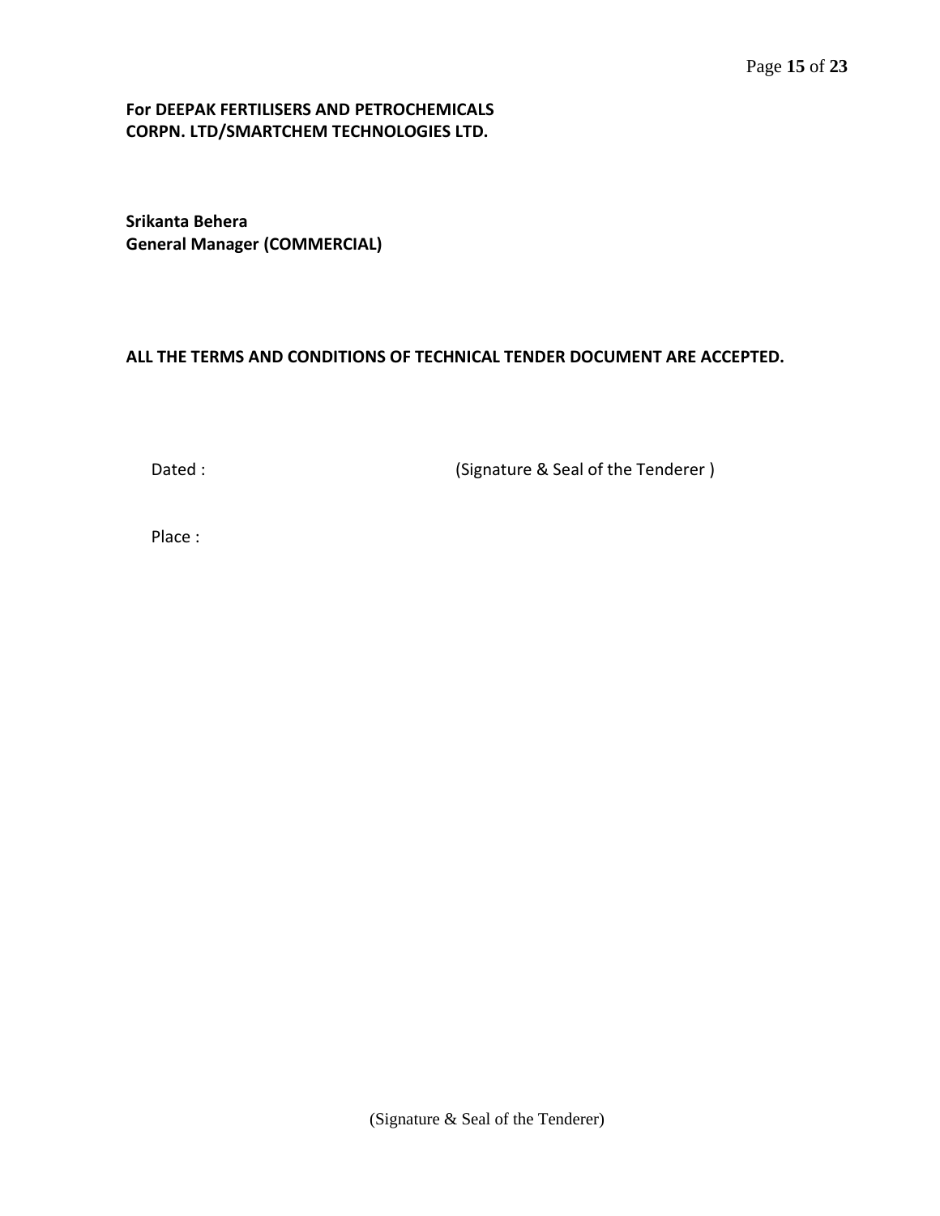**For DEEPAK FERTILISERS AND PETROCHEMICALS CORPN. LTD/SMARTCHEM TECHNOLOGIES LTD.**

**Srikanta Behera**
**General Manager (COMMERCIAL)**

**ALL THE TERMS AND CONDITIONS OF TECHNICAL TENDER DOCUMENT ARE ACCEPTED.**

Dated :                                        (Signature & Seal of the Tenderer )

Place :

(Signature & Seal of the Tenderer)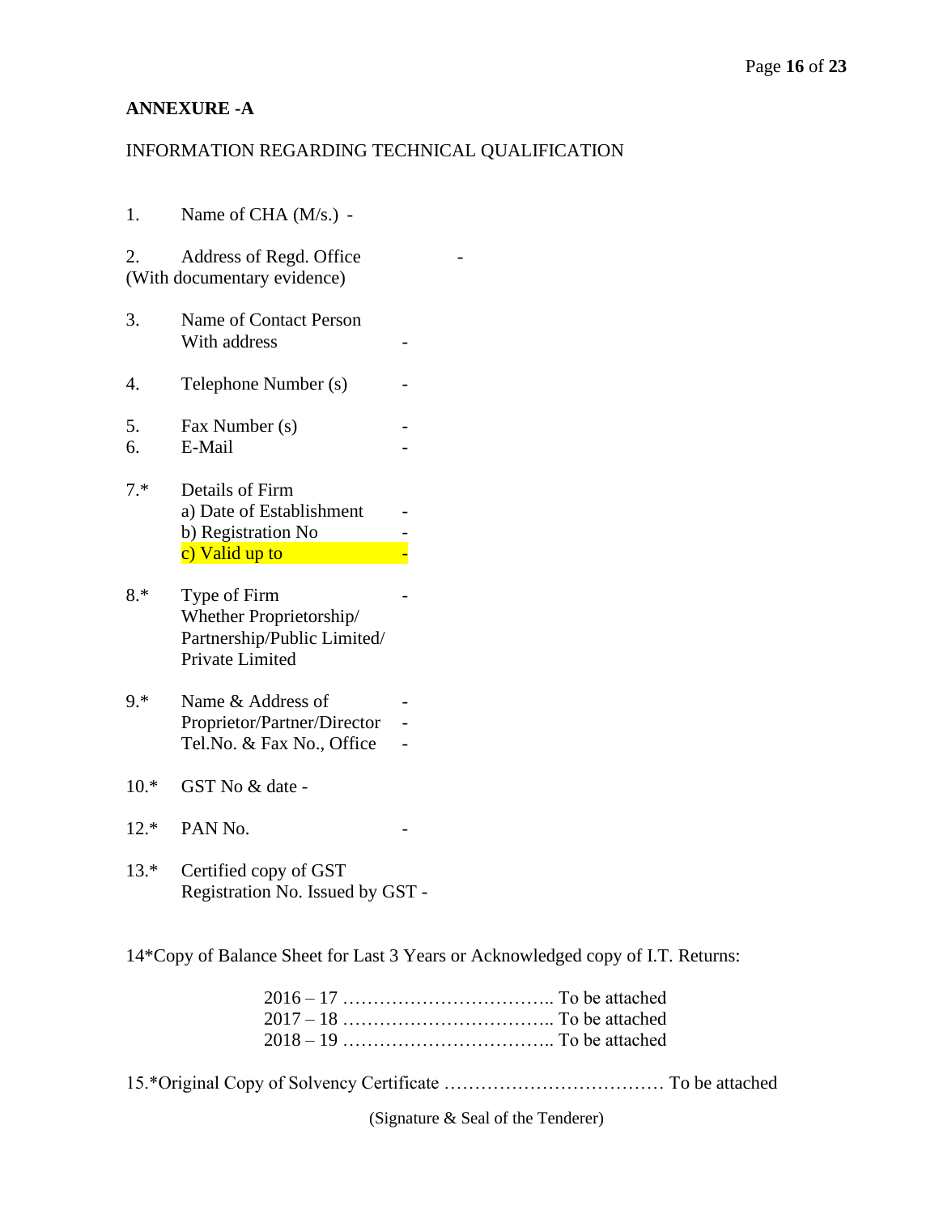**ANNEXURE -A**

INFORMATION REGARDING TECHNICAL QUALIFICATION

1. Name of CHA (M/s.) -

2. Address of Regd. Office -
(With documentary evidence)

3. Name of Contact Person
With address -

4. Telephone Number (s) -

5. Fax Number (s) -
6. E-Mail -

7.* Details of Firm
a) Date of Establishment -
b) Registration No -
c) Valid up to -

8.* Type of Firm -
Whether Proprietorship/
Partnership/Public Limited/
Private Limited

9.* Name & Address of -
Proprietor/Partner/Director -
Tel.No. & Fax No., Office -

10.* GST No & date -

12.* PAN No. -

13.* Certified copy of GST
Registration No. Issued by GST -

14*Copy of Balance Sheet for Last 3 Years or Acknowledged copy of I.T. Returns:

2016 – 17 …………………………….. To be attached
2017 – 18 …………………………….. To be attached
2018 – 19 …………………………….. To be attached

15.*Original Copy of Solvency Certificate ……………………………… To be attached

(Signature & Seal of the Tenderer)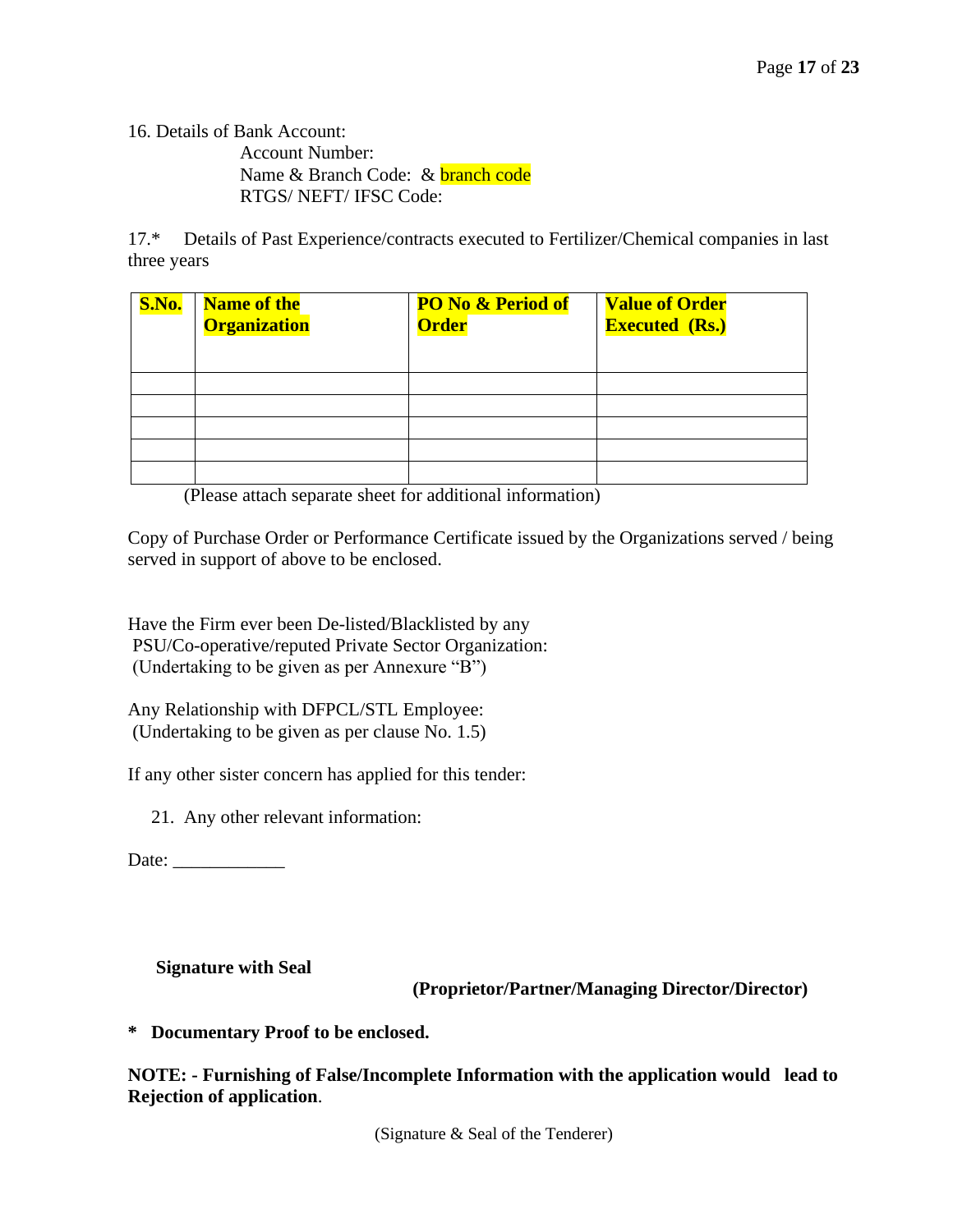16. Details of Bank Account:

    Account Number:
    
    Name & Branch Code: & branch code
    
    RTGS/ NEFT/ IFSC Code:

17.* Details of Past Experience/contracts executed to Fertilizer/Chemical companies in last three years

| **S.No.** | **Name of the Organization** | **PO No & Period of Order** | **Value of Order Executed (Rs.)** |
|---|---|---|---|
| | | | |
| | | | |
| | | | |
| | | | |
| | | | |

(Please attach separate sheet for additional information)

Copy of Purchase Order or Performance Certificate issued by the Organizations served / being served in support of above to be enclosed.

Have the Firm ever been De-listed/Blacklisted by any PSU/Co-operative/reputed Private Sector Organization:
(Undertaking to be given as per Annexure "B")

Any Relationship with DFPCL/STL Employee:
(Undertaking to be given as per clause No. 1.5)

If any other sister concern has applied for this tender:

21. Any other relevant information:

Date: ____________

**Signature with Seal**

**(Proprietor/Partner/Managing Director/Director)**

**\* Documentary Proof to be enclosed.**

**NOTE: - Furnishing of False/Incomplete Information with the application would lead to Rejection of application**.

(Signature & Seal of the Tenderer)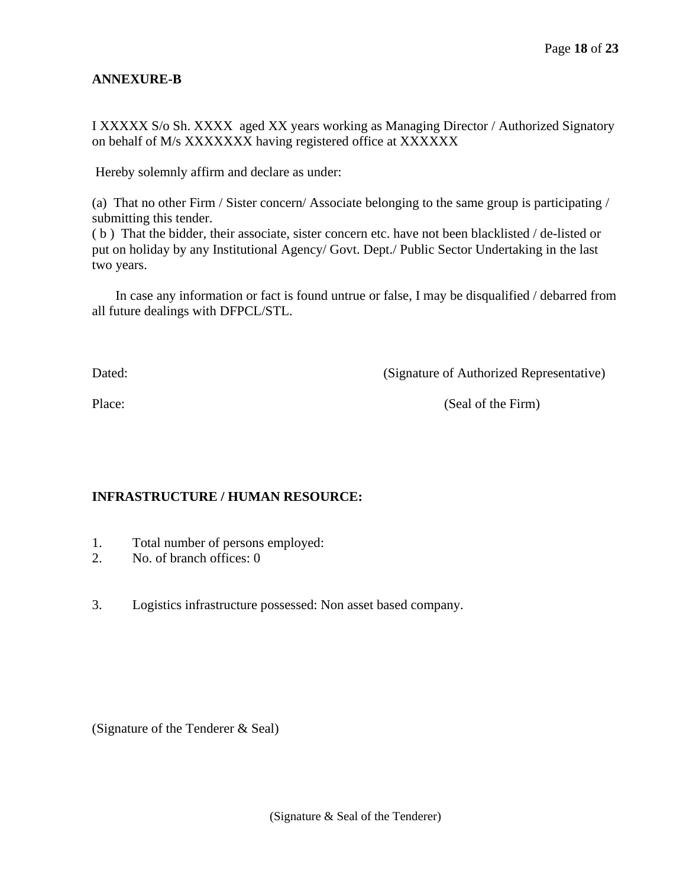**ANNEXURE-B**

I XXXXX S/o Sh. XXXX aged XX years working as Managing Director / Authorized Signatory on behalf of M/s XXXXXXX having registered office at XXXXXX

Hereby solemnly affirm and declare as under:

(a) That no other Firm / Sister concern/ Associate belonging to the same group is participating / submitting this tender.
( b ) That the bidder, their associate, sister concern etc. have not been blacklisted / de-listed or put on holiday by any Institutional Agency/ Govt. Dept./ Public Sector Undertaking in the last two years.

In case any information or fact is found untrue or false, I may be disqualified / debarred from all future dealings with DFPCL/STL.

Dated: (Signature of Authorized Representative)

Place: (Seal of the Firm)

**INFRASTRUCTURE / HUMAN RESOURCE:**

1. Total number of persons employed:
2. No. of branch offices: 0
3. Logistics infrastructure possessed: Non asset based company.

(Signature of the Tenderer & Seal)

(Signature & Seal of the Tenderer)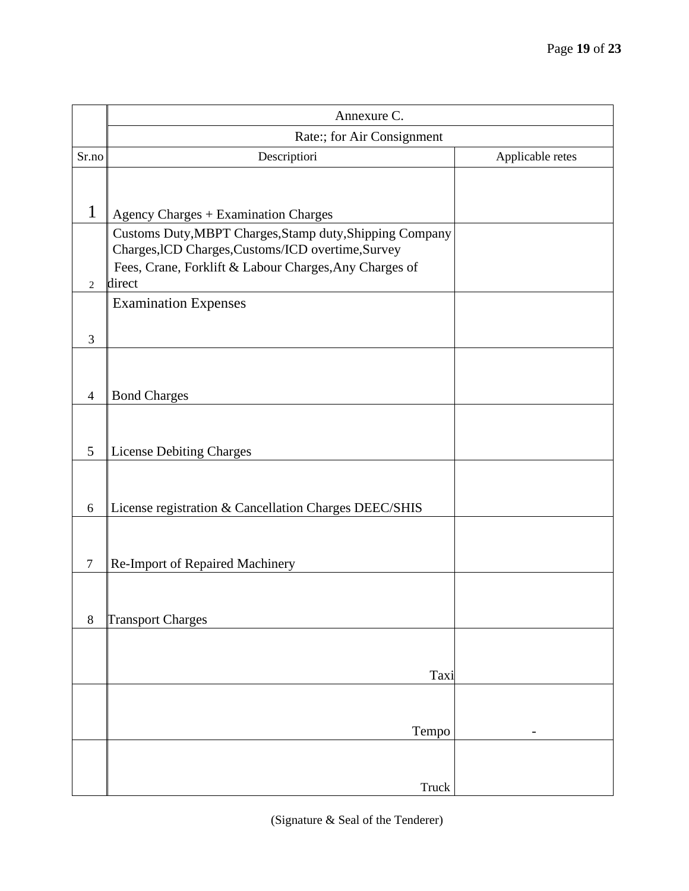| | Annexure C. | |
|---|---|---|
| | Rate:; for Air Consignment | |
| Sr.no | Descriptiori | Applicable retes |
| 1 | Agency Charges + Examination Charges | |
| 2 | Customs Duty,MBPT Charges,Stamp duty,Shipping Company Charges,lCD Charges,Customs/ICD overtime,Survey Fees, Crane, Forklift & Labour Charges,Any Charges of direct | |
| 3 | Examination Expenses | |
| 4 | Bond Charges | |
| 5 | License Debiting Charges | |
| 6 | License registration & Cancellation Charges DEEC/SHIS | |
| 7 | Re-Import of Repaired Machinery | |
| 8 | Transport Charges | |
| | Taxi | |
| | Tempo | - |
| | Truck | |

(Signature & Seal of the Tenderer)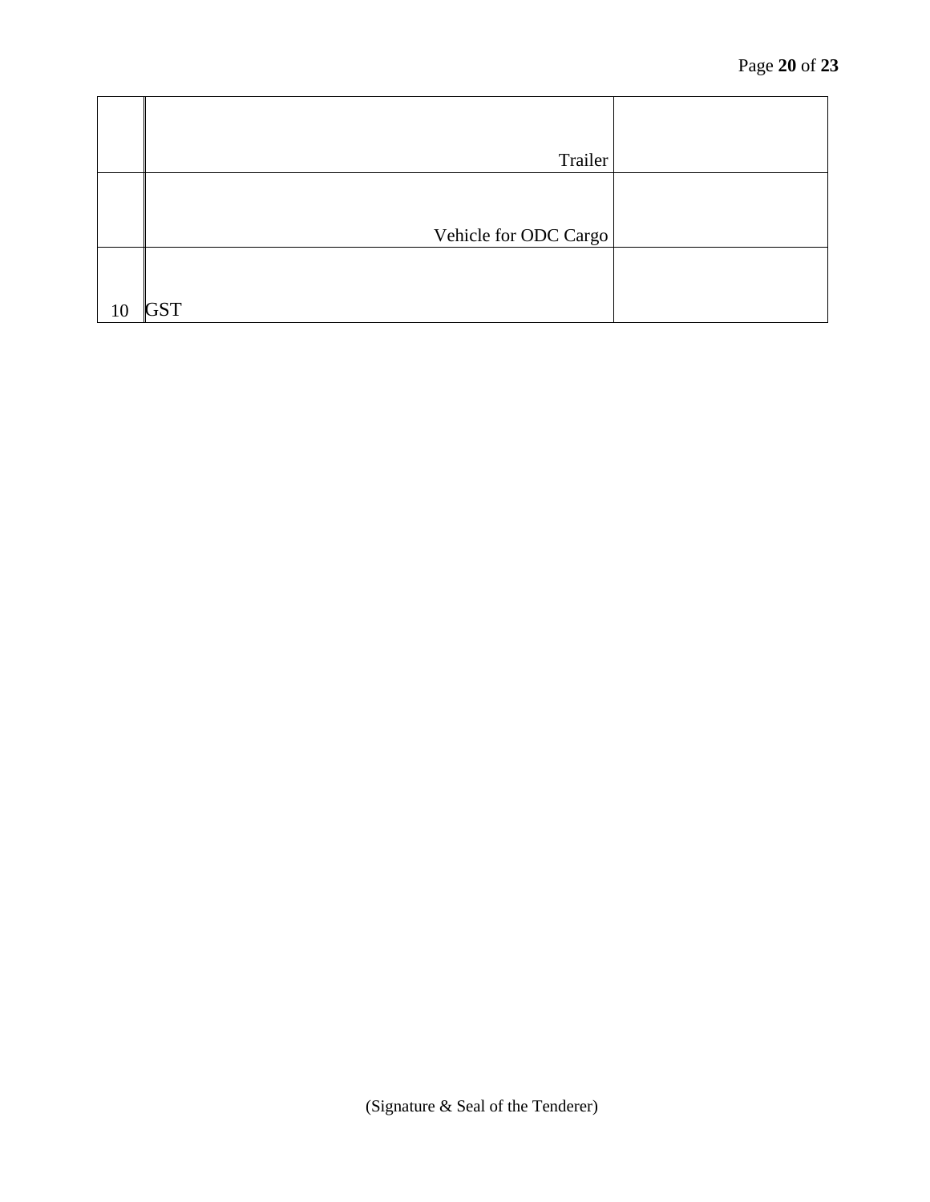| | | |
|---|---|---|
| | Trailer | |
| | Vehicle for ODC Cargo | |
| 10 | GST | |

(Signature & Seal of the Tenderer)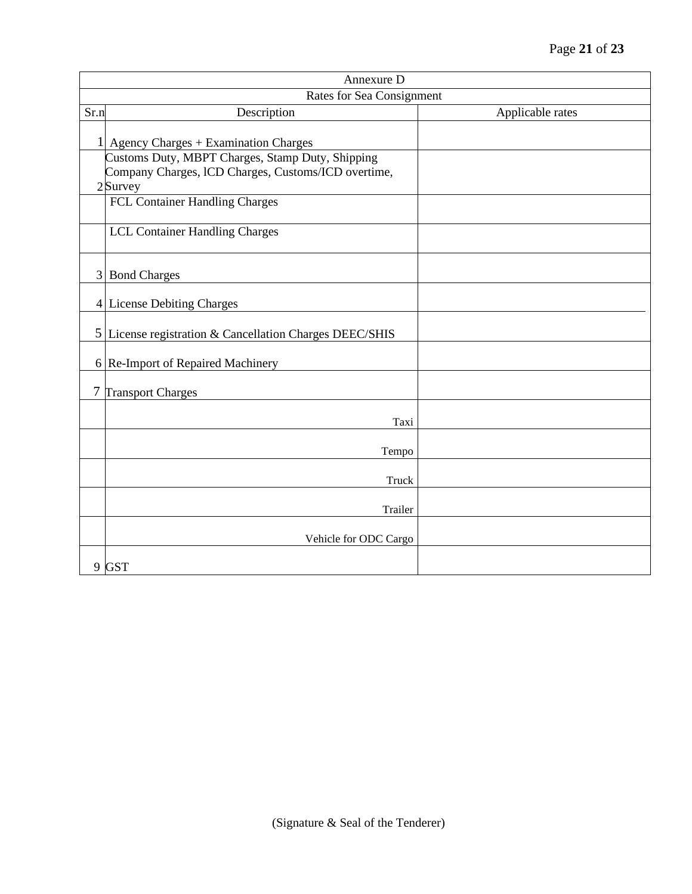| Annexure D | | |
|---|---|---|
| Rates for Sea Consignment | | |
| Sr.n | Description | Applicable rates |
| 1 | Agency Charges + Examination Charges | |
| 2 | Customs Duty, MBPT Charges, Stamp Duty, Shipping Company Charges, lCD Charges, Customs/ICD overtime, Survey | |
| | FCL Container Handling Charges | |
| | LCL Container Handling Charges | |
| 3 | Bond Charges | |
| 4 | License Debiting Charges | |
| 5 | License registration & Cancellation Charges DEEC/SHIS | |
| 6 | Re-Import of Repaired Machinery | |
| 7 | Transport Charges | |
| | Taxi | |
| | Tempo | |
| | Truck | |
| | Trailer | |
| | Vehicle for ODC Cargo | |
| 9 | GST | |

(Signature & Seal of the Tenderer)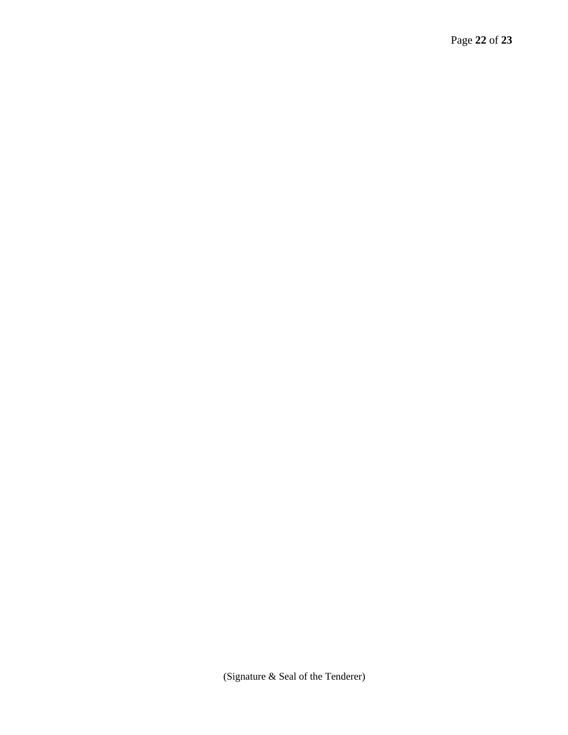(Signature & Seal of the Tenderer)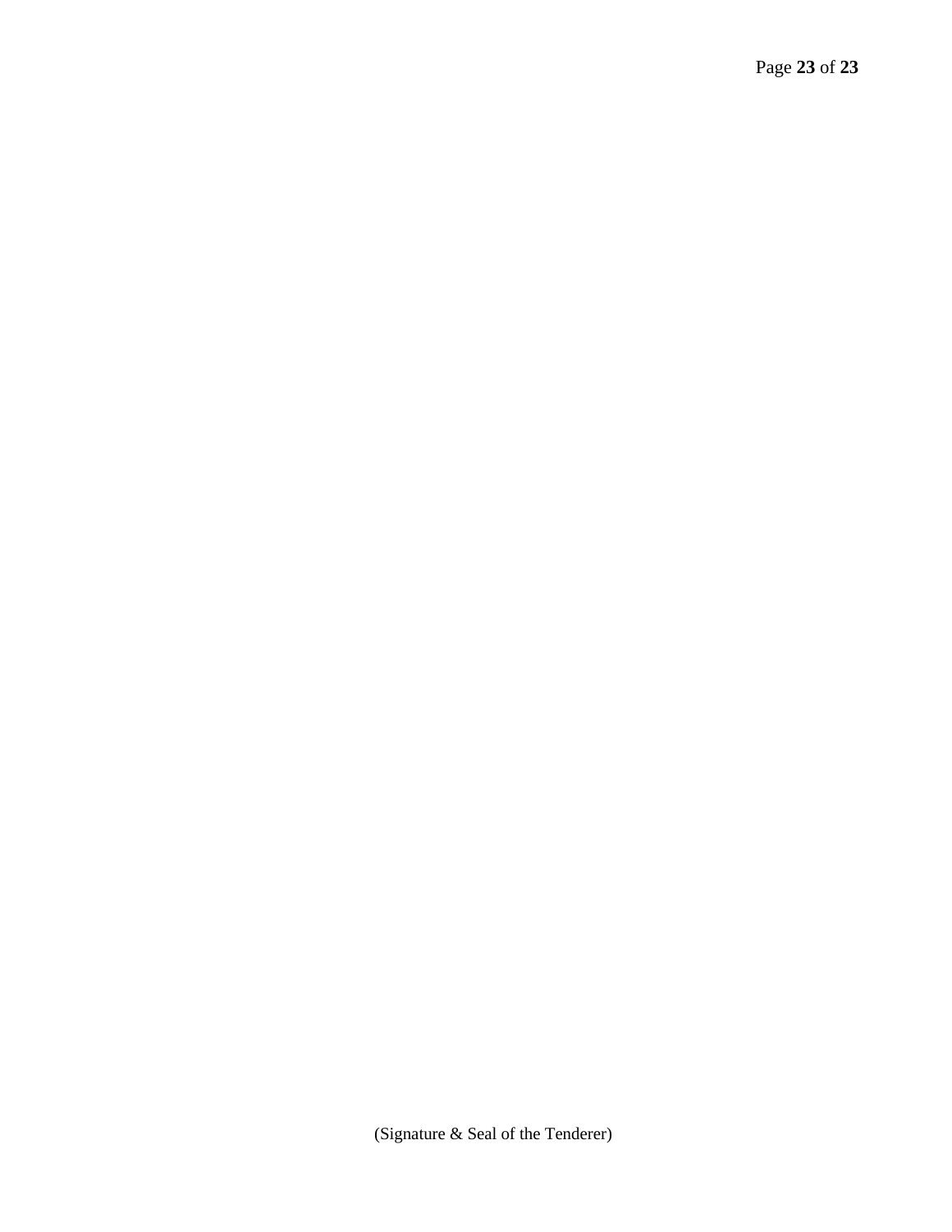(Signature & Seal of the Tenderer)